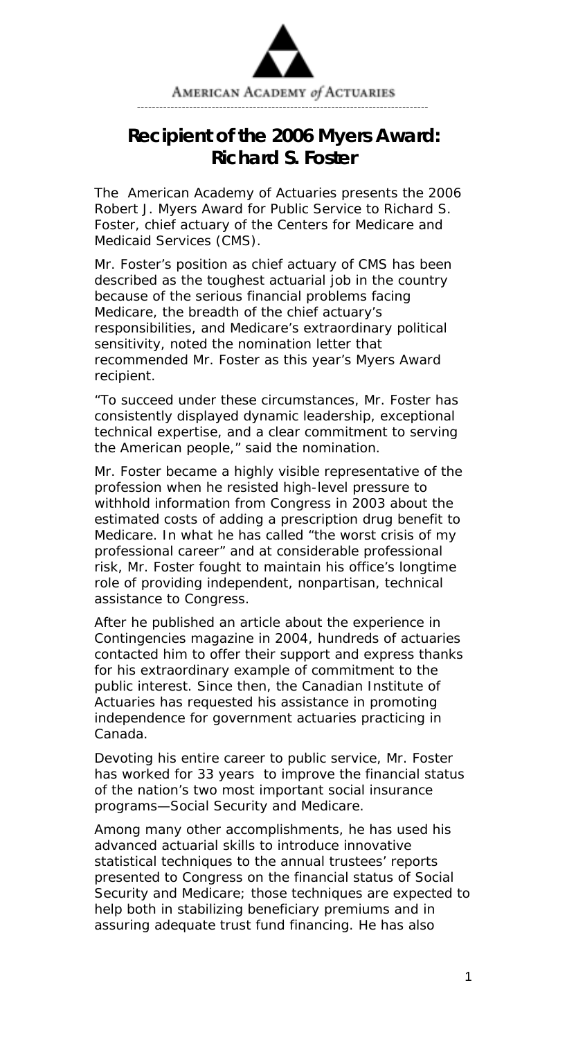AMERICAN ACADEMY *of* ACTUARIES

# Recipient of the 2006 Myers Award: Richard S. Foster

The American Academy of Actuaries presents the 2006 Robert J. Myers Award for Public Service to Richard S. Foster, chief actuary of the Centers for Medicare and Medicaid Services (CMS).

Mr. Foster's position as chief actuary of CMS has been described as the toughest actuarial job in the country because of the serious financial problems facing Medicare, the breadth of the chief actuary's responsibilities, and Medicare's extraordinary political sensitivity, noted the nomination letter that recommended Mr. Foster as this year's Myers Award recipient.

"To succeed under these circumstances, Mr. Foster has consistently displayed dynamic leadership, exceptional technical expertise, and a clear commitment to serving the American people," said the nomination.

Mr. Foster became a highly visible representative of the profession when he resisted high-level pressure to withhold information from Congress in 2003 about the estimated costs of adding a prescription drug benefit to Medicare. In what he has called "the worst crisis of my professional career" and at considerable professional risk, Mr. Foster fought to maintain his office's longtime role of providing independent, nonpartisan, technical assistance to Congress.

After he published an article about the experience in Contingencies magazine in 2004, hundreds of actuaries contacted him to offer their support and express thanks for his extraordinary example of commitment to the public interest. Since then, the Canadian Institute of Actuaries has requested his assistance in promoting independence for government actuaries practicing in Canada.

Devoting his entire career to public service, Mr. Foster has worked for 33 years to improve the financial status of the nation's two most important social insurance programs—Social Security and Medicare.

Among many other accomplishments, he has used his advanced actuarial skills to introduce innovative statistical techniques to the annual trustees' reports presented to Congress on the financial status of Social Security and Medicare; those techniques are expected to help both in stabilizing beneficiary premiums and in assuring adequate trust fund financing. He has also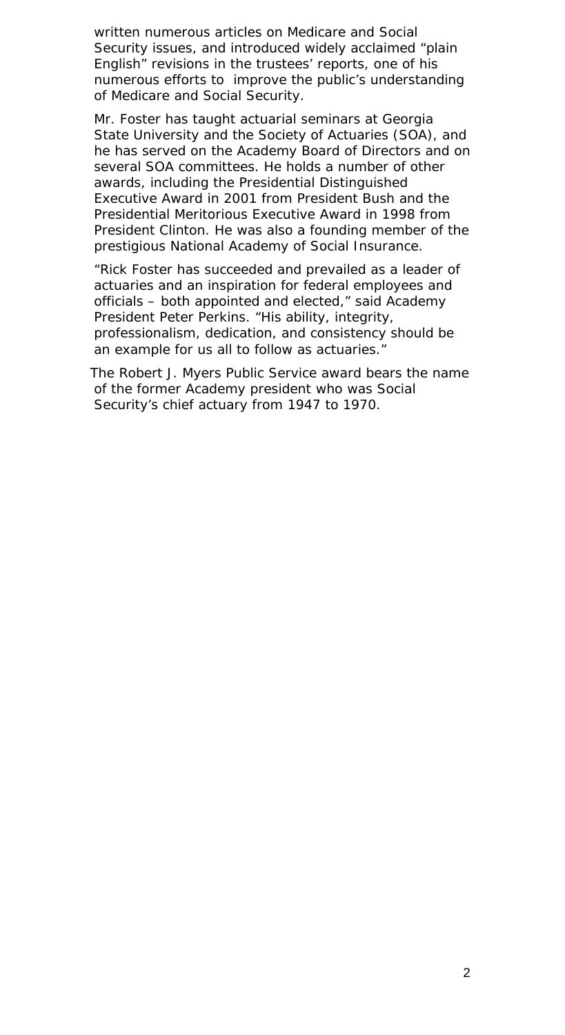written numerous articles on Medicare and Social Security issues, and introduced widely acclaimed "plain English" revisions in the trustees' reports, one of his numerous efforts to improve the public's understanding of Medicare and Social Security.

Mr. Foster has taught actuarial seminars at Georgia State University and the Society of Actuaries (SOA), and he has served on the Academy Board of Directors and on several SOA committees. He holds a number of other awards, including the Presidential Distinguished Executive Award in 2001 from President Bush and the Presidential Meritorious Executive Award in 1998 from President Clinton. He was also a founding member of the prestigious National Academy of Social Insurance.

"Rick Foster has succeeded and prevailed as a leader of actuaries and an inspiration for federal employees and officials – both appointed and elected," said Academy President Peter Perkins. "His ability, integrity, professionalism, dedication, and consistency should be an example for us all to follow as actuaries."

The Robert J. Myers Public Service award bears the name of the former Academy president who was Social Security's chief actuary from 1947 to 1970.